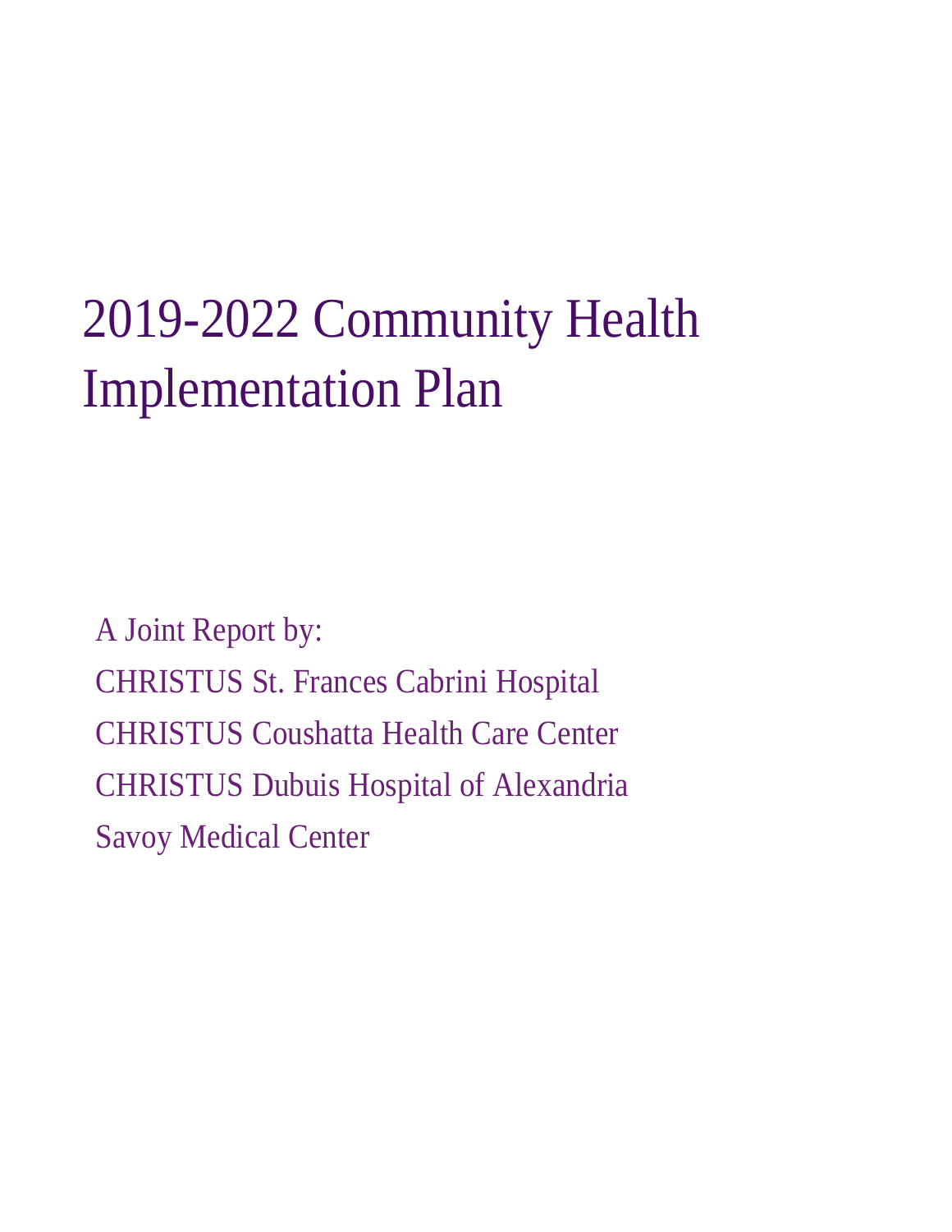# 2019-2022 Community Health Implementation Plan

A Joint Report by:

CHRISTUS St. Frances Cabrini Hospital

CHRISTUS Coushatta Health Care Center

CHRISTUS Dubuis Hospital of Alexandria

Savoy Medical Center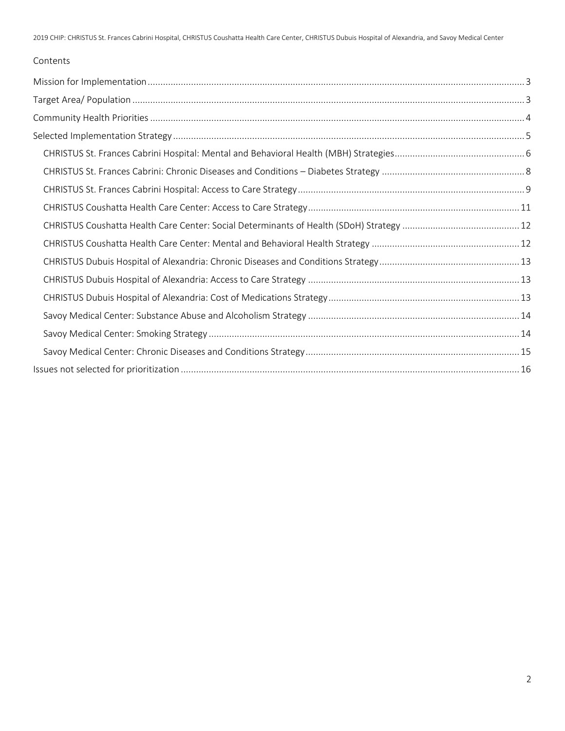Contents

- Mission for Implementation ... 3
- Target Area/ Population ... 3
- Community Health Priorities ... 4
- Selected Implementation Strategy ... 5
  - CHRISTUS St. Frances Cabrini Hospital: Mental and Behavioral Health (MBH) Strategies ... 6
  - CHRISTUS St. Frances Cabrini: Chronic Diseases and Conditions – Diabetes Strategy ... 8
  - CHRISTUS St. Frances Cabrini Hospital: Access to Care Strategy ... 9
  - CHRISTUS Coushatta Health Care Center: Access to Care Strategy ... 11
  - CHRISTUS Coushatta Health Care Center: Social Determinants of Health (SDoH) Strategy ... 12
  - CHRISTUS Coushatta Health Care Center: Mental and Behavioral Health Strategy ... 12
  - CHRISTUS Dubuis Hospital of Alexandria: Chronic Diseases and Conditions Strategy ... 13
  - CHRISTUS Dubuis Hospital of Alexandria: Access to Care Strategy ... 13
  - CHRISTUS Dubuis Hospital of Alexandria: Cost of Medications Strategy ... 13
  - Savoy Medical Center: Substance Abuse and Alcoholism Strategy ... 14
  - Savoy Medical Center: Smoking Strategy ... 14
  - Savoy Medical Center: Chronic Diseases and Conditions Strategy ... 15
- Issues not selected for prioritization ... 16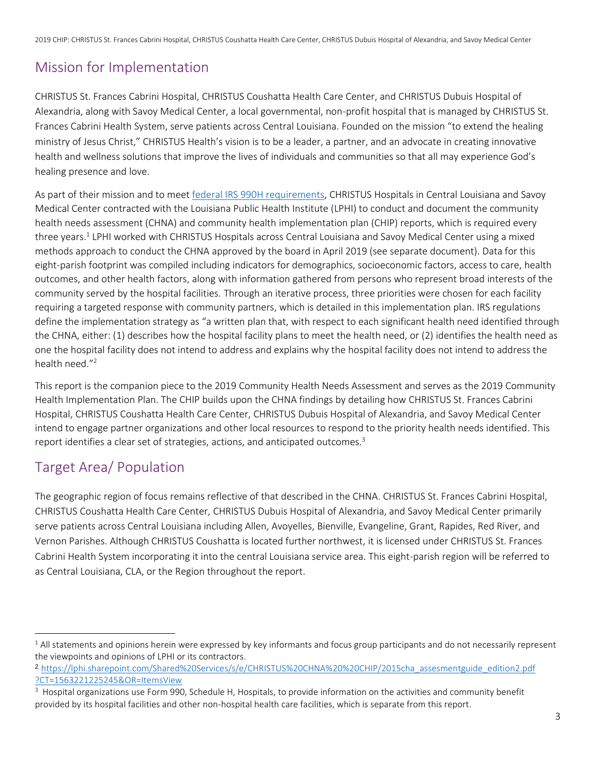## Mission for Implementation

CHRISTUS St. Frances Cabrini Hospital, CHRISTUS Coushatta Health Care Center, and CHRISTUS Dubuis Hospital of Alexandria, along with Savoy Medical Center, a local governmental, non-profit hospital that is managed by CHRISTUS St. Frances Cabrini Health System, serve patients across Central Louisiana. Founded on the mission "to extend the healing ministry of Jesus Christ," CHRISTUS Health's vision is to be a leader, a partner, and an advocate in creating innovative health and wellness solutions that improve the lives of individuals and communities so that all may experience God's healing presence and love.

As part of their mission and to meet federal IRS 990H requirements, CHRISTUS Hospitals in Central Louisiana and Savoy Medical Center contracted with the Louisiana Public Health Institute (LPHI) to conduct and document the community health needs assessment (CHNA) and community health implementation plan (CHIP) reports, which is required every three years.[1] LPHI worked with CHRISTUS Hospitals across Central Louisiana and Savoy Medical Center using a mixed methods approach to conduct the CHNA approved by the board in April 2019 (see separate document). Data for this eight-parish footprint was compiled including indicators for demographics, socioeconomic factors, access to care, health outcomes, and other health factors, along with information gathered from persons who represent broad interests of the community served by the hospital facilities. Through an iterative process, three priorities were chosen for each facility requiring a targeted response with community partners, which is detailed in this implementation plan. IRS regulations define the implementation strategy as "a written plan that, with respect to each significant health need identified through the CHNA, either: (1) describes how the hospital facility plans to meet the health need, or (2) identifies the health need as one the hospital facility does not intend to address and explains why the hospital facility does not intend to address the health need."[2]

This report is the companion piece to the 2019 Community Health Needs Assessment and serves as the 2019 Community Health Implementation Plan. The CHIP builds upon the CHNA findings by detailing how CHRISTUS St. Frances Cabrini Hospital, CHRISTUS Coushatta Health Care Center, CHRISTUS Dubuis Hospital of Alexandria, and Savoy Medical Center intend to engage partner organizations and other local resources to respond to the priority health needs identified. This report identifies a clear set of strategies, actions, and anticipated outcomes.[3]

## Target Area/ Population

The geographic region of focus remains reflective of that described in the CHNA. CHRISTUS St. Frances Cabrini Hospital, CHRISTUS Coushatta Health Care Center, CHRISTUS Dubuis Hospital of Alexandria, and Savoy Medical Center primarily serve patients across Central Louisiana including Allen, Avoyelles, Bienville, Evangeline, Grant, Rapides, Red River, and Vernon Parishes. Although CHRISTUS Coushatta is located further northwest, it is licensed under CHRISTUS St. Frances Cabrini Health System incorporating it into the central Louisiana service area. This eight-parish region will be referred to as Central Louisiana, CLA, or the Region throughout the report.

---

[1] All statements and opinions herein were expressed by key informants and focus group participants and do not necessarily represent the viewpoints and opinions of LPHI or its contractors.

[2] https://lphi.sharepoint.com/Shared%20Services/s/e/CHRISTUS%20CHNA%20%20CHIP/2015cha_assesmentguide_edition2.pdf?CT=1563221225245&OR=ItemsView

[3] Hospital organizations use Form 990, Schedule H, Hospitals, to provide information on the activities and community benefit provided by its hospital facilities and other non-hospital health care facilities, which is separate from this report.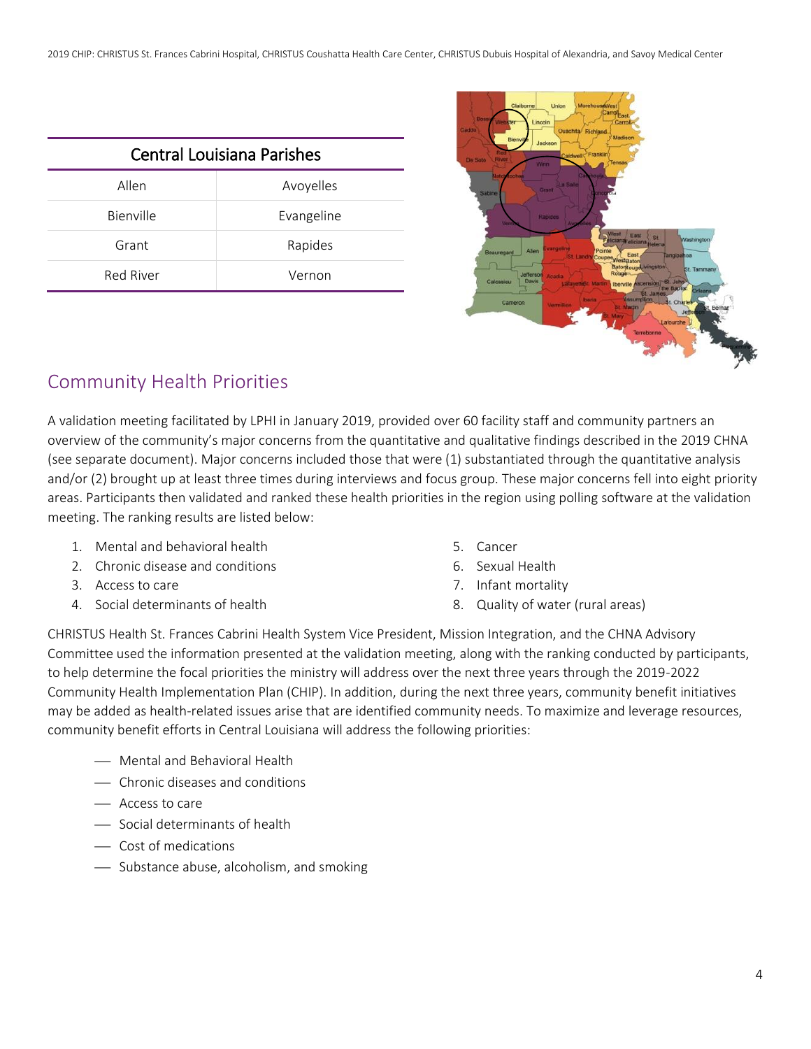| Central Louisiana Parishes | |
|---|---|
| Allen | Avoyelles |
| Bienville | Evangeline |
| Grant | Rapides |
| Red River | Vernon |

## Community Health Priorities

A validation meeting facilitated by LPHI in January 2019, provided over 60 facility staff and community partners an overview of the community's major concerns from the quantitative and qualitative findings described in the 2019 CHNA (see separate document). Major concerns included those that were (1) substantiated through the quantitative analysis and/or (2) brought up at least three times during interviews and focus group. These major concerns fell into eight priority areas. Participants then validated and ranked these health priorities in the region using polling software at the validation meeting. The ranking results are listed below:

1. Mental and behavioral health
2. Chronic disease and conditions
3. Access to care
4. Social determinants of health
5. Cancer
6. Sexual Health
7. Infant mortality
8. Quality of water (rural areas)

CHRISTUS Health St. Frances Cabrini Health System Vice President, Mission Integration, and the CHNA Advisory Committee used the information presented at the validation meeting, along with the ranking conducted by participants, to help determine the focal priorities the ministry will address over the next three years through the 2019-2022 Community Health Implementation Plan (CHIP). In addition, during the next three years, community benefit initiatives may be added as health-related issues arise that are identified community needs. To maximize and leverage resources, community benefit efforts in Central Louisiana will address the following priorities:

- Mental and Behavioral Health
- Chronic diseases and conditions
- Access to care
- Social determinants of health
- Cost of medications
- Substance abuse, alcoholism, and smoking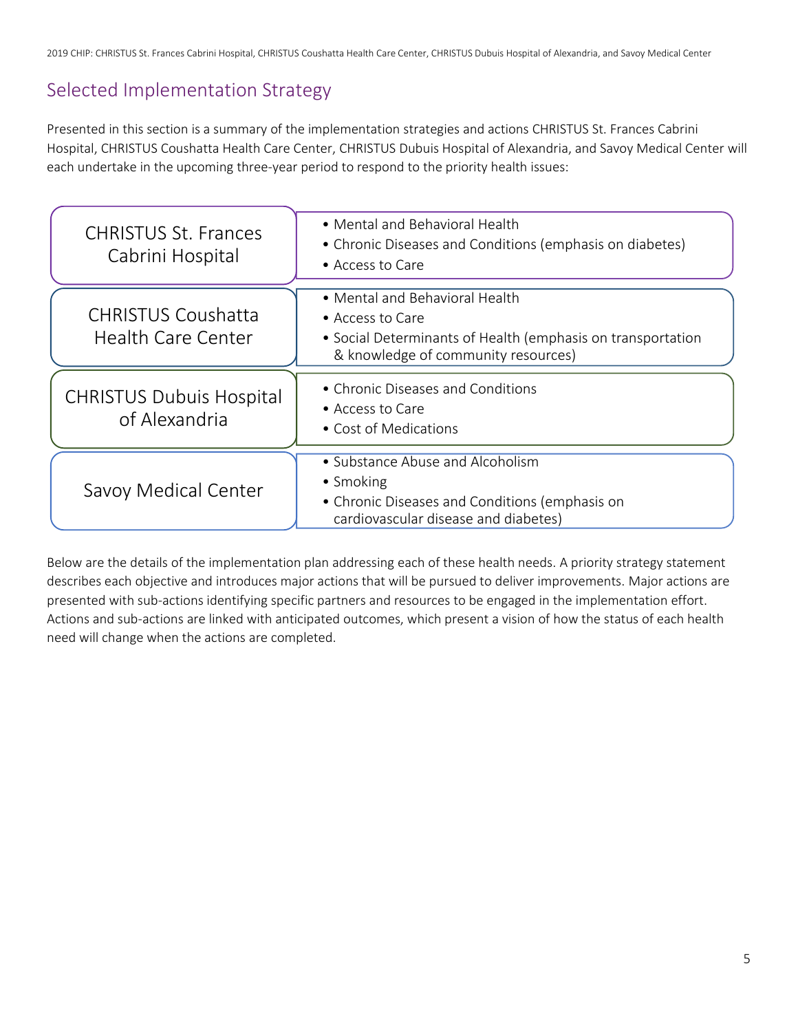## Selected Implementation Strategy

Presented in this section is a summary of the implementation strategies and actions CHRISTUS St. Frances Cabrini Hospital, CHRISTUS Coushatta Health Care Center, CHRISTUS Dubuis Hospital of Alexandria, and Savoy Medical Center will each undertake in the upcoming three-year period to respond to the priority health issues:

| Hospital | Priority Health Issues |
| --- | --- |
| CHRISTUS St. Frances Cabrini Hospital | • Mental and Behavioral Health<br>• Chronic Diseases and Conditions (emphasis on diabetes)<br>• Access to Care |
| CHRISTUS Coushatta Health Care Center | • Mental and Behavioral Health<br>• Access to Care<br>• Social Determinants of Health (emphasis on transportation & knowledge of community resources) |
| CHRISTUS Dubuis Hospital of Alexandria | • Chronic Diseases and Conditions<br>• Access to Care<br>• Cost of Medications |
| Savoy Medical Center | • Substance Abuse and Alcoholism<br>• Smoking<br>• Chronic Diseases and Conditions (emphasis on cardiovascular disease and diabetes) |

Below are the details of the implementation plan addressing each of these health needs. A priority strategy statement describes each objective and introduces major actions that will be pursued to deliver improvements. Major actions are presented with sub-actions identifying specific partners and resources to be engaged in the implementation effort. Actions and sub-actions are linked with anticipated outcomes, which present a vision of how the status of each health need will change when the actions are completed.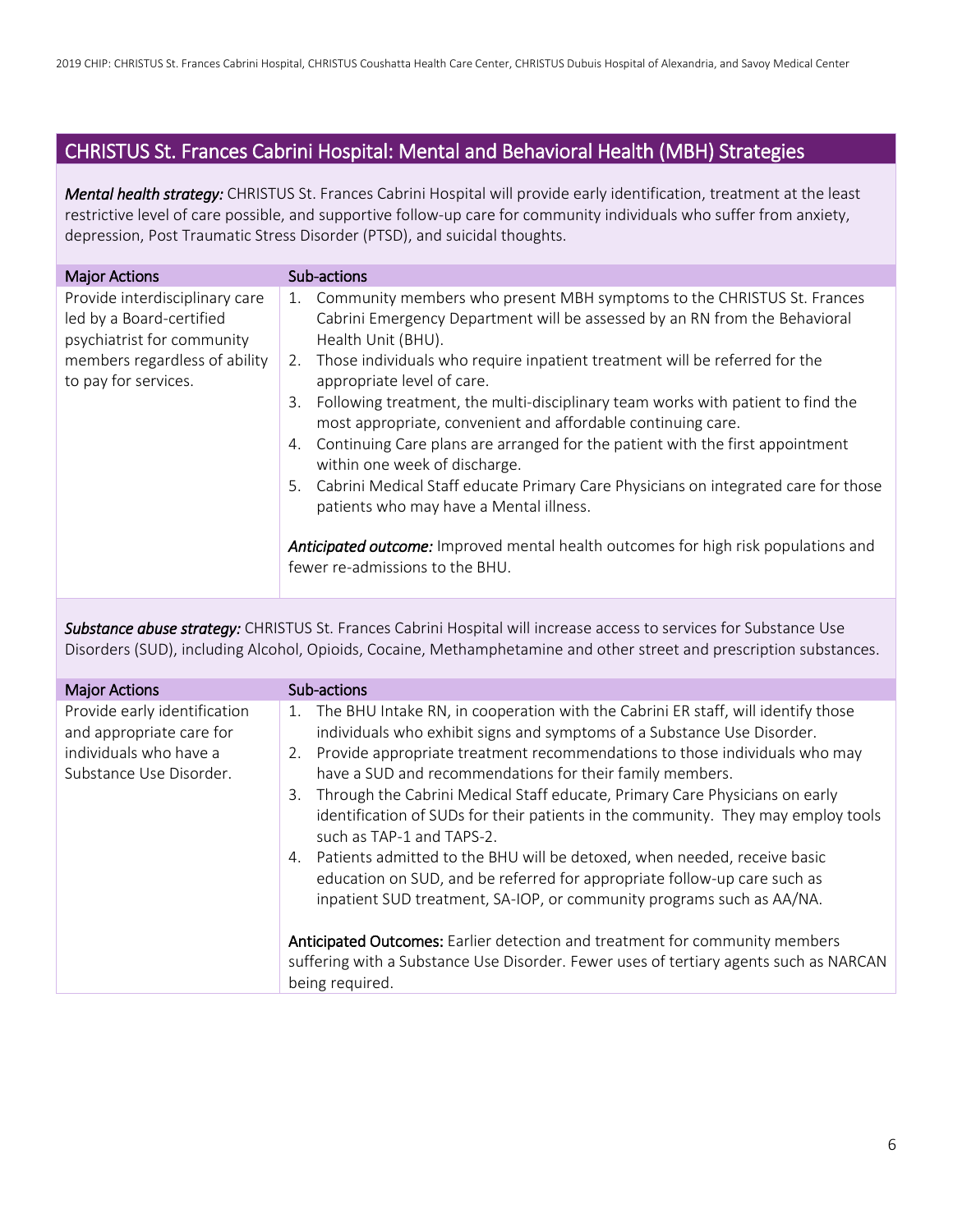## CHRISTUS St. Frances Cabrini Hospital: Mental and Behavioral Health (MBH) Strategies

***Mental health strategy:*** CHRISTUS St. Frances Cabrini Hospital will provide early identification, treatment at the least restrictive level of care possible, and supportive follow-up care for community individuals who suffer from anxiety, depression, Post Traumatic Stress Disorder (PTSD), and suicidal thoughts.

| Major Actions | Sub-actions |
|---|---|
| Provide interdisciplinary care led by a Board-certified psychiatrist for community members regardless of ability to pay for services. | 1. Community members who present MBH symptoms to the CHRISTUS St. Frances Cabrini Emergency Department will be assessed by an RN from the Behavioral Health Unit (BHU).<br>2. Those individuals who require inpatient treatment will be referred for the appropriate level of care.<br>3. Following treatment, the multi-disciplinary team works with patient to find the most appropriate, convenient and affordable continuing care.<br>4. Continuing Care plans are arranged for the patient with the first appointment within one week of discharge.<br>5. Cabrini Medical Staff educate Primary Care Physicians on integrated care for those patients who may have a Mental illness.<br><br>***Anticipated outcome:*** Improved mental health outcomes for high risk populations and fewer re-admissions to the BHU. |

***Substance abuse strategy:*** CHRISTUS St. Frances Cabrini Hospital will increase access to services for Substance Use Disorders (SUD), including Alcohol, Opioids, Cocaine, Methamphetamine and other street and prescription substances.

| Major Actions | Sub-actions |
|---|---|
| Provide early identification and appropriate care for individuals who have a Substance Use Disorder. | 1. The BHU Intake RN, in cooperation with the Cabrini ER staff, will identify those individuals who exhibit signs and symptoms of a Substance Use Disorder.<br>2. Provide appropriate treatment recommendations to those individuals who may have a SUD and recommendations for their family members.<br>3. Through the Cabrini Medical Staff educate, Primary Care Physicians on early identification of SUDs for their patients in the community. They may employ tools such as TAP-1 and TAPS-2.<br>4. Patients admitted to the BHU will be detoxed, when needed, receive basic education on SUD, and be referred for appropriate follow-up care such as inpatient SUD treatment, SA-IOP, or community programs such as AA/NA.<br><br>**Anticipated Outcomes:** Earlier detection and treatment for community members suffering with a Substance Use Disorder. Fewer uses of tertiary agents such as NARCAN being required. |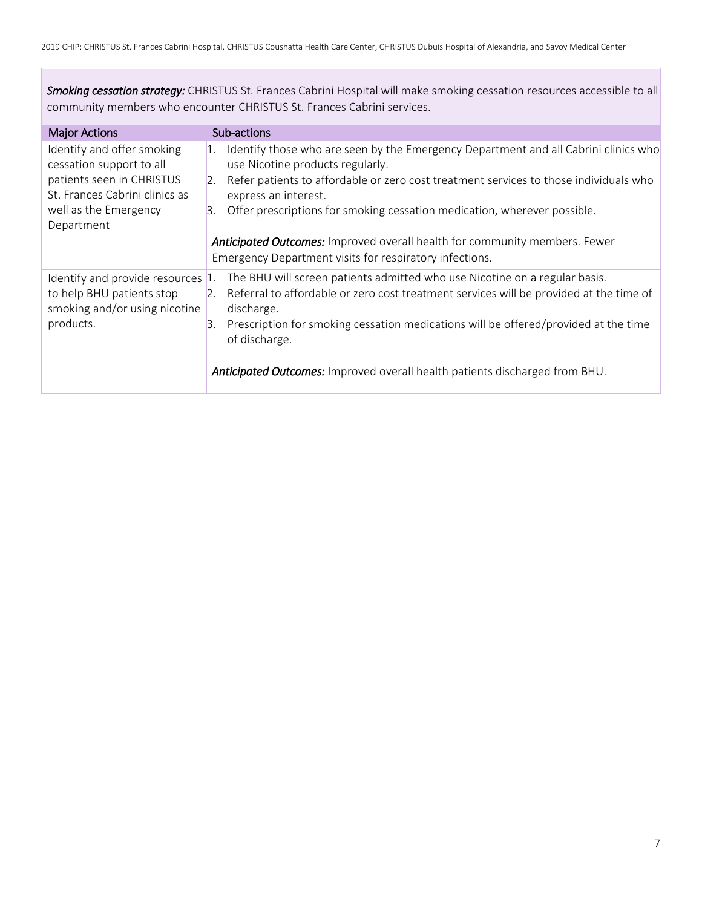***Smoking cessation strategy:*** CHRISTUS St. Frances Cabrini Hospital will make smoking cessation resources accessible to all community members who encounter CHRISTUS St. Frances Cabrini services.

| Major Actions | Sub-actions |
| --- | --- |
| Identify and offer smoking cessation support to all patients seen in CHRISTUS St. Frances Cabrini clinics as well as the Emergency Department | 1. Identify those who are seen by the Emergency Department and all Cabrini clinics who use Nicotine products regularly.<br>2. Refer patients to affordable or zero cost treatment services to those individuals who express an interest.<br>3. Offer prescriptions for smoking cessation medication, wherever possible.<br><br>***Anticipated Outcomes:*** Improved overall health for community members. Fewer Emergency Department visits for respiratory infections. |
| Identify and provide resources to help BHU patients stop smoking and/or using nicotine products. | 1. The BHU will screen patients admitted who use Nicotine on a regular basis.<br>2. Referral to affordable or zero cost treatment services will be provided at the time of discharge.<br>3. Prescription for smoking cessation medications will be offered/provided at the time of discharge.<br><br>***Anticipated Outcomes:*** Improved overall health patients discharged from BHU. |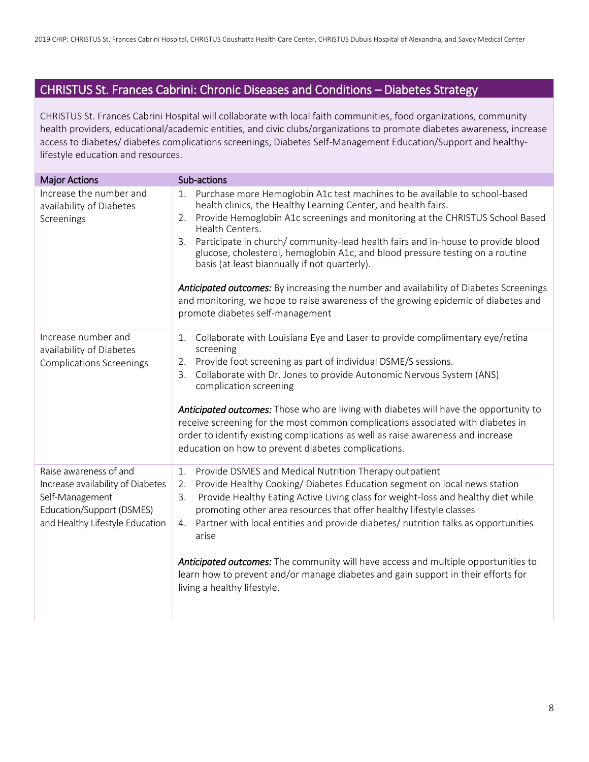## CHRISTUS St. Frances Cabrini: Chronic Diseases and Conditions – Diabetes Strategy

CHRISTUS St. Frances Cabrini Hospital will collaborate with local faith communities, food organizations, community health providers, educational/academic entities, and civic clubs/organizations to promote diabetes awareness, increase access to diabetes/ diabetes complications screenings, Diabetes Self-Management Education/Support and healthy-lifestyle education and resources.

| Major Actions | Sub-actions |
|---|---|
| Increase the number and availability of Diabetes Screenings | 1. Purchase more Hemoglobin A1c test machines to be available to school-based health clinics, the Healthy Learning Center, and health fairs.<br>2. Provide Hemoglobin A1c screenings and monitoring at the CHRISTUS School Based Health Centers.<br>3. Participate in church/ community-lead health fairs and in-house to provide blood glucose, cholesterol, hemoglobin A1c, and blood pressure testing on a routine basis (at least biannually if not quarterly).<br><br>***Anticipated outcomes:*** By increasing the number and availability of Diabetes Screenings and monitoring, we hope to raise awareness of the growing epidemic of diabetes and promote diabetes self-management |
| Increase number and availability of Diabetes Complications Screenings | 1. Collaborate with Louisiana Eye and Laser to provide complimentary eye/retina screening<br>2. Provide foot screening as part of individual DSME/S sessions.<br>3. Collaborate with Dr. Jones to provide Autonomic Nervous System (ANS) complication screening<br><br>***Anticipated outcomes:*** Those who are living with diabetes will have the opportunity to receive screening for the most common complications associated with diabetes in order to identify existing complications as well as raise awareness and increase education on how to prevent diabetes complications. |
| Raise awareness of and Increase availability of Diabetes Self-Management Education/Support (DSMES) and Healthy Lifestyle Education | 1. Provide DSMES and Medical Nutrition Therapy outpatient<br>2. Provide Healthy Cooking/ Diabetes Education segment on local news station<br>3. Provide Healthy Eating Active Living class for weight-loss and healthy diet while promoting other area resources that offer healthy lifestyle classes<br>4. Partner with local entities and provide diabetes/ nutrition talks as opportunities arise<br><br>***Anticipated outcomes:*** The community will have access and multiple opportunities to learn how to prevent and/or manage diabetes and gain support in their efforts for living a healthy lifestyle. |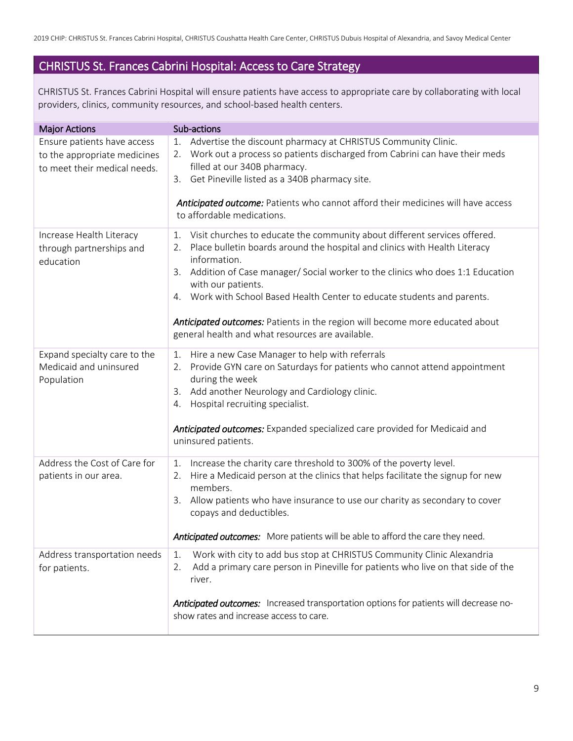## CHRISTUS St. Frances Cabrini Hospital: Access to Care Strategy

CHRISTUS St. Frances Cabrini Hospital will ensure patients have access to appropriate care by collaborating with local providers, clinics, community resources, and school-based health centers.

| Major Actions | Sub-actions |
|---|---|
| Ensure patients have access to the appropriate medicines to meet their medical needs. | 1. Advertise the discount pharmacy at CHRISTUS Community Clinic.<br>2. Work out a process so patients discharged from Cabrini can have their meds filled at our 340B pharmacy.<br>3. Get Pineville listed as a 340B pharmacy site.<br><br>***Anticipated outcome:*** Patients who cannot afford their medicines will have access to affordable medications. |
| Increase Health Literacy through partnerships and education | 1. Visit churches to educate the community about different services offered.<br>2. Place bulletin boards around the hospital and clinics with Health Literacy information.<br>3. Addition of Case manager/ Social worker to the clinics who does 1:1 Education with our patients.<br>4. Work with School Based Health Center to educate students and parents.<br><br>***Anticipated outcomes:*** Patients in the region will become more educated about general health and what resources are available. |
| Expand specialty care to the Medicaid and uninsured Population | 1. Hire a new Case Manager to help with referrals<br>2. Provide GYN care on Saturdays for patients who cannot attend appointment during the week<br>3. Add another Neurology and Cardiology clinic.<br>4. Hospital recruiting specialist.<br><br>***Anticipated outcomes:*** Expanded specialized care provided for Medicaid and uninsured patients. |
| Address the Cost of Care for patients in our area. | 1. Increase the charity care threshold to 300% of the poverty level.<br>2. Hire a Medicaid person at the clinics that helps facilitate the signup for new members.<br>3. Allow patients who have insurance to use our charity as secondary to cover copays and deductibles.<br><br>***Anticipated outcomes:*** More patients will be able to afford the care they need. |
| Address transportation needs for patients. | 1. Work with city to add bus stop at CHRISTUS Community Clinic Alexandria<br>2. Add a primary care person in Pineville for patients who live on that side of the river.<br><br>***Anticipated outcomes:*** Increased transportation options for patients will decrease no-show rates and increase access to care. |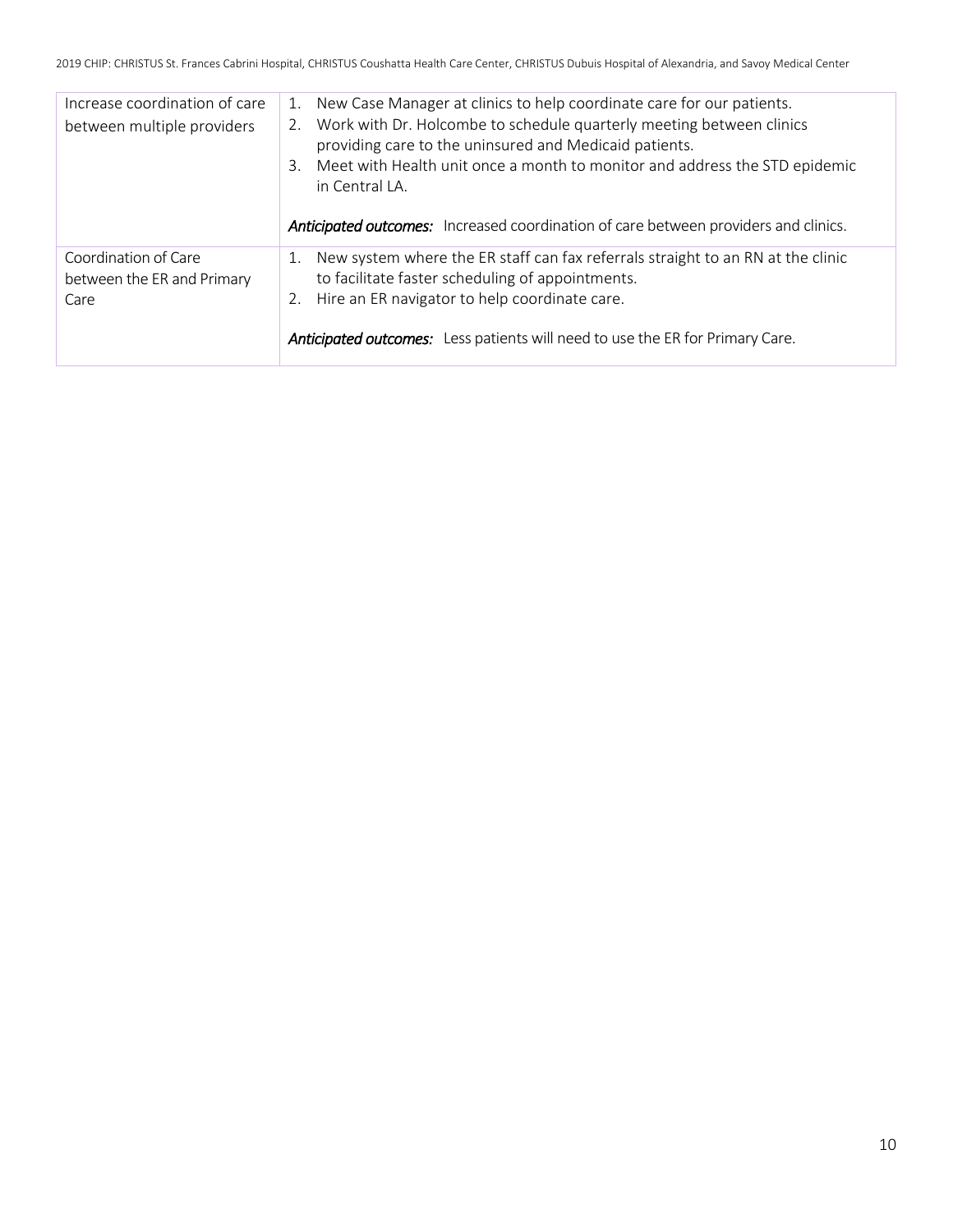| | |
|---|---|
| Increase coordination of care between multiple providers | 1. New Case Manager at clinics to help coordinate care for our patients.<br>2. Work with Dr. Holcombe to schedule quarterly meeting between clinics providing care to the uninsured and Medicaid patients.<br>3. Meet with Health unit once a month to monitor and address the STD epidemic in Central LA.<br><br>***Anticipated outcomes:*** Increased coordination of care between providers and clinics. |
| Coordination of Care between the ER and Primary Care | 1. New system where the ER staff can fax referrals straight to an RN at the clinic to facilitate faster scheduling of appointments.<br>2. Hire an ER navigator to help coordinate care.<br><br>***Anticipated outcomes:*** Less patients will need to use the ER for Primary Care. |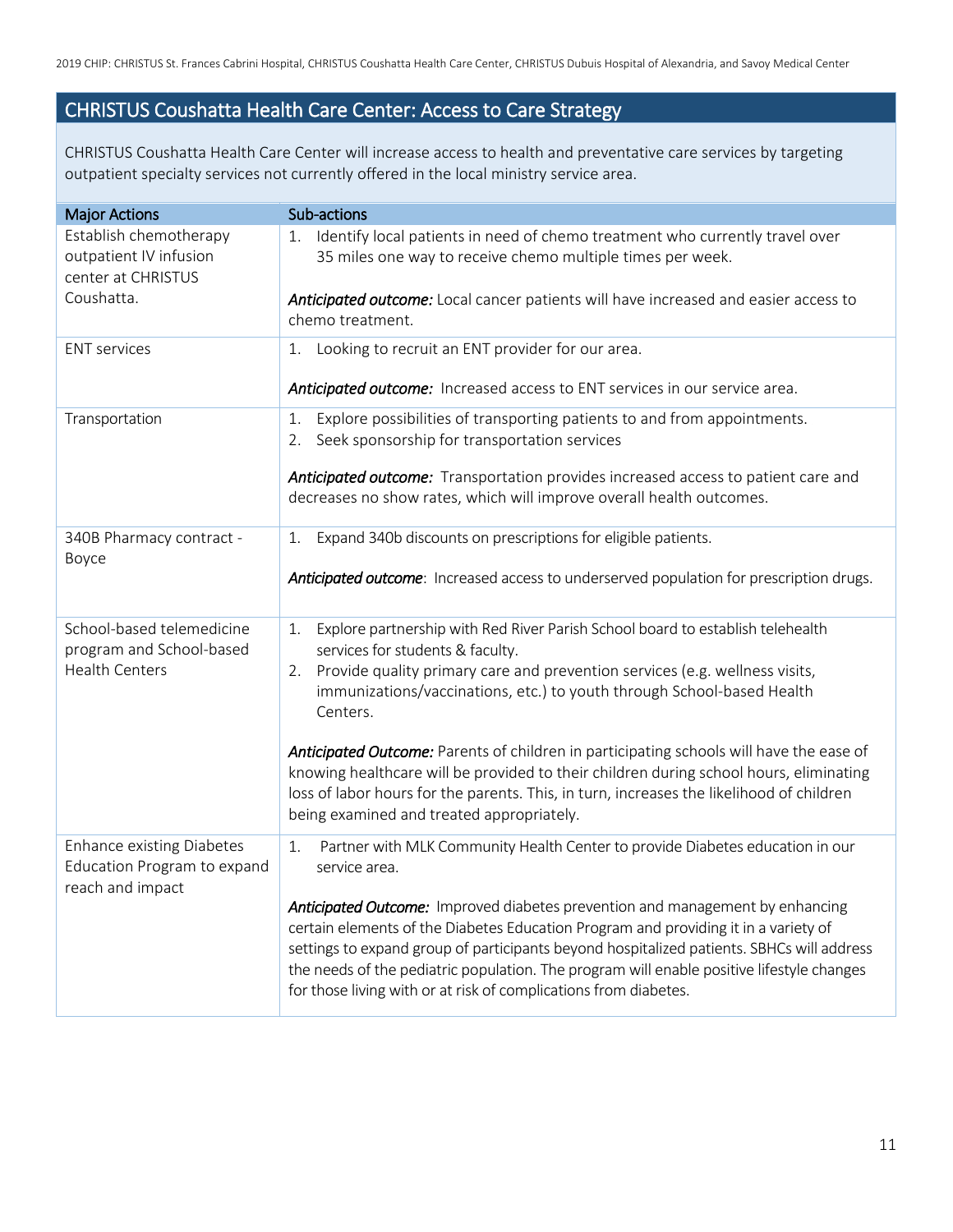## CHRISTUS Coushatta Health Care Center: Access to Care Strategy

CHRISTUS Coushatta Health Care Center will increase access to health and preventative care services by targeting outpatient specialty services not currently offered in the local ministry service area.

| Major Actions | Sub-actions |
|---|---|
| Establish chemotherapy outpatient IV infusion center at CHRISTUS Coushatta. | 1. Identify local patients in need of chemo treatment who currently travel over 35 miles one way to receive chemo multiple times per week.<br><br>***Anticipated outcome:*** Local cancer patients will have increased and easier access to chemo treatment. |
| ENT services | 1. Looking to recruit an ENT provider for our area.<br><br>***Anticipated outcome:*** Increased access to ENT services in our service area. |
| Transportation | 1. Explore possibilities of transporting patients to and from appointments.<br>2. Seek sponsorship for transportation services<br><br>***Anticipated outcome:*** Transportation provides increased access to patient care and decreases no show rates, which will improve overall health outcomes. |
| 340B Pharmacy contract - Boyce | 1. Expand 340b discounts on prescriptions for eligible patients.<br><br>***Anticipated outcome***: Increased access to underserved population for prescription drugs. |
| School-based telemedicine program and School-based Health Centers | 1. Explore partnership with Red River Parish School board to establish telehealth services for students & faculty.<br>2. Provide quality primary care and prevention services (e.g. wellness visits, immunizations/vaccinations, etc.) to youth through School-based Health Centers.<br><br>***Anticipated Outcome:*** Parents of children in participating schools will have the ease of knowing healthcare will be provided to their children during school hours, eliminating loss of labor hours for the parents. This, in turn, increases the likelihood of children being examined and treated appropriately. |
| Enhance existing Diabetes Education Program to expand reach and impact | 1. Partner with MLK Community Health Center to provide Diabetes education in our service area.<br><br>***Anticipated Outcome:*** Improved diabetes prevention and management by enhancing certain elements of the Diabetes Education Program and providing it in a variety of settings to expand group of participants beyond hospitalized patients. SBHCs will address the needs of the pediatric population. The program will enable positive lifestyle changes for those living with or at risk of complications from diabetes. |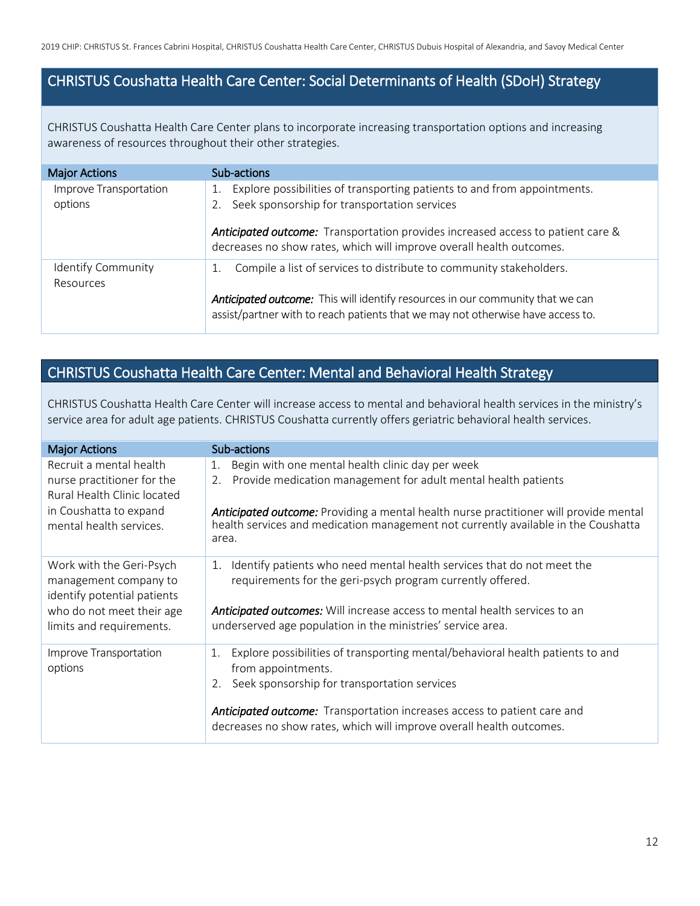## CHRISTUS Coushatta Health Care Center: Social Determinants of Health (SDoH) Strategy

CHRISTUS Coushatta Health Care Center plans to incorporate increasing transportation options and increasing awareness of resources throughout their other strategies.

| Major Actions | Sub-actions |
|---|---|
| Improve Transportation options | 1. Explore possibilities of transporting patients to and from appointments.<br>2. Seek sponsorship for transportation services<br><br>***Anticipated outcome:*** Transportation provides increased access to patient care & decreases no show rates, which will improve overall health outcomes. |
| Identify Community Resources | 1. Compile a list of services to distribute to community stakeholders.<br><br>***Anticipated outcome:*** This will identify resources in our community that we can assist/partner with to reach patients that we may not otherwise have access to. |

## CHRISTUS Coushatta Health Care Center: Mental and Behavioral Health Strategy

CHRISTUS Coushatta Health Care Center will increase access to mental and behavioral health services in the ministry's service area for adult age patients. CHRISTUS Coushatta currently offers geriatric behavioral health services.

| Major Actions | Sub-actions |
|---|---|
| Recruit a mental health nurse practitioner for the Rural Health Clinic located in Coushatta to expand mental health services. | 1. Begin with one mental health clinic day per week<br>2. Provide medication management for adult mental health patients<br><br>***Anticipated outcome:*** Providing a mental health nurse practitioner will provide mental health services and medication management not currently available in the Coushatta area. |
| Work with the Geri-Psych management company to identify potential patients who do not meet their age limits and requirements. | 1. Identify patients who need mental health services that do not meet the requirements for the geri-psych program currently offered.<br><br>***Anticipated outcomes:*** Will increase access to mental health services to an underserved age population in the ministries' service area. |
| Improve Transportation options | 1. Explore possibilities of transporting mental/behavioral health patients to and from appointments.<br>2. Seek sponsorship for transportation services<br><br>***Anticipated outcome:*** Transportation increases access to patient care and decreases no show rates, which will improve overall health outcomes. |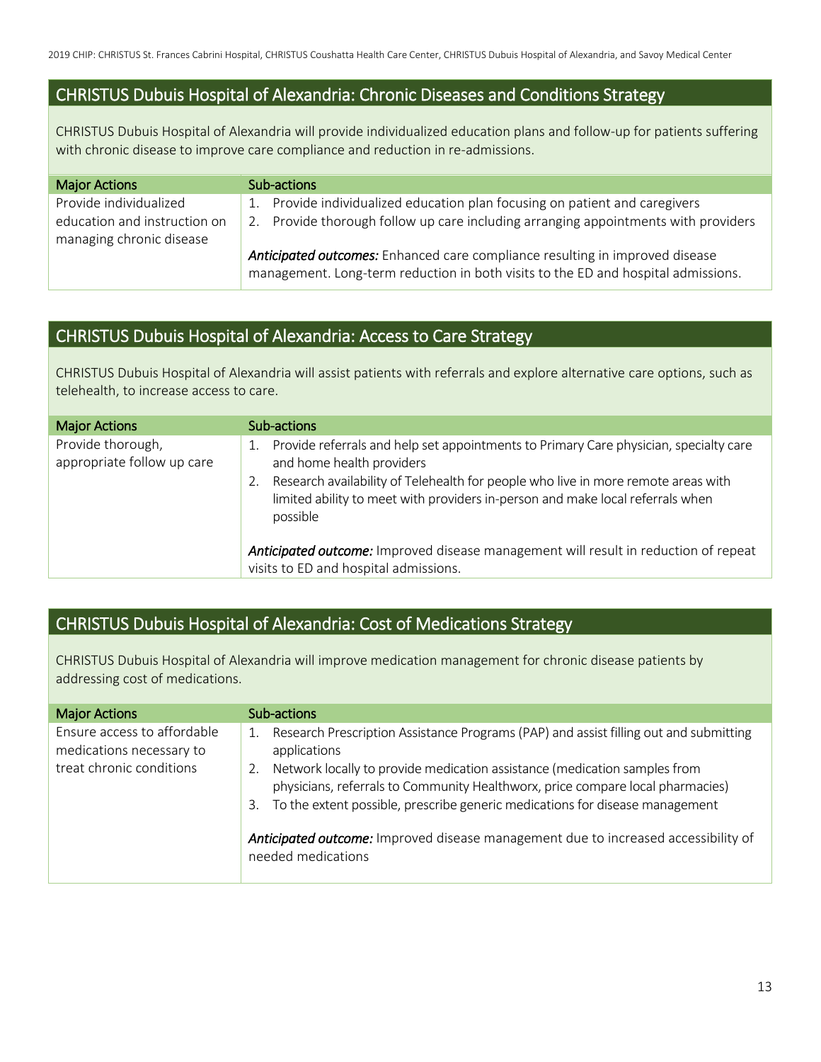## CHRISTUS Dubuis Hospital of Alexandria: Chronic Diseases and Conditions Strategy

CHRISTUS Dubuis Hospital of Alexandria will provide individualized education plans and follow-up for patients suffering with chronic disease to improve care compliance and reduction in re-admissions.

| Major Actions | Sub-actions |
|---|---|
| Provide individualized education and instruction on managing chronic disease | 1. Provide individualized education plan focusing on patient and caregivers<br>2. Provide thorough follow up care including arranging appointments with providers<br><br>***Anticipated outcomes:*** Enhanced care compliance resulting in improved disease management. Long-term reduction in both visits to the ED and hospital admissions. |

## CHRISTUS Dubuis Hospital of Alexandria: Access to Care Strategy

CHRISTUS Dubuis Hospital of Alexandria will assist patients with referrals and explore alternative care options, such as telehealth, to increase access to care.

| Major Actions | Sub-actions |
|---|---|
| Provide thorough, appropriate follow up care | 1. Provide referrals and help set appointments to Primary Care physician, specialty care and home health providers<br>2. Research availability of Telehealth for people who live in more remote areas with limited ability to meet with providers in-person and make local referrals when possible<br><br>***Anticipated outcome:*** Improved disease management will result in reduction of repeat visits to ED and hospital admissions. |

## CHRISTUS Dubuis Hospital of Alexandria: Cost of Medications Strategy

CHRISTUS Dubuis Hospital of Alexandria will improve medication management for chronic disease patients by addressing cost of medications.

| Major Actions | Sub-actions |
|---|---|
| Ensure access to affordable medications necessary to treat chronic conditions | 1. Research Prescription Assistance Programs (PAP) and assist filling out and submitting applications<br>2. Network locally to provide medication assistance (medication samples from physicians, referrals to Community Healthworx, price compare local pharmacies)<br>3. To the extent possible, prescribe generic medications for disease management<br><br>***Anticipated outcome:*** Improved disease management due to increased accessibility of needed medications |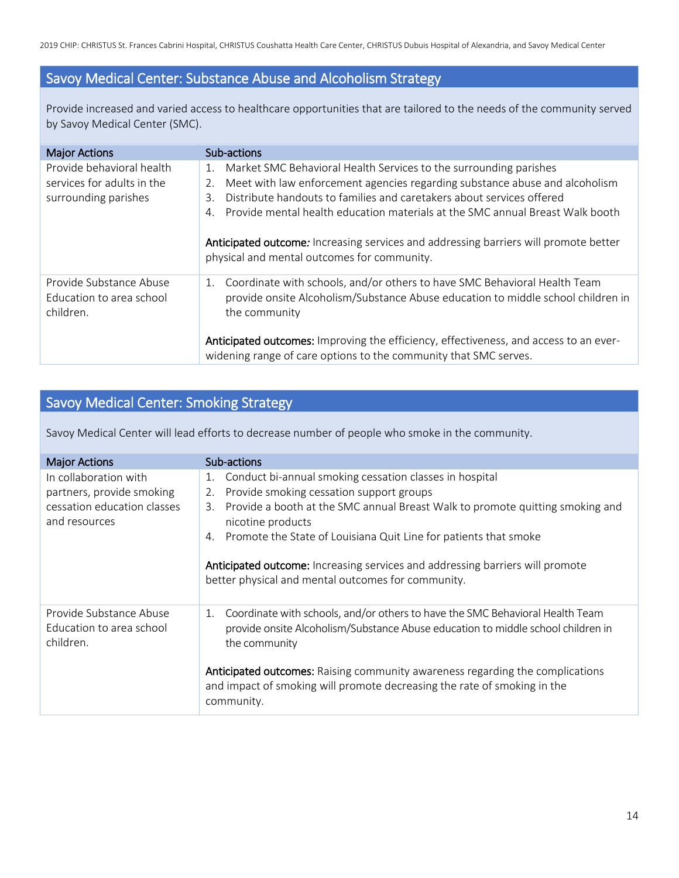## Savoy Medical Center: Substance Abuse and Alcoholism Strategy

Provide increased and varied access to healthcare opportunities that are tailored to the needs of the community served by Savoy Medical Center (SMC).

| Major Actions | Sub-actions |
|---|---|
| Provide behavioral health services for adults in the surrounding parishes | 1. Market SMC Behavioral Health Services to the surrounding parishes<br>2. Meet with law enforcement agencies regarding substance abuse and alcoholism<br>3. Distribute handouts to families and caretakers about services offered<br>4. Provide mental health education materials at the SMC annual Breast Walk booth<br><br>**Anticipated outcome***:* Increasing services and addressing barriers will promote better physical and mental outcomes for community. |
| Provide Substance Abuse Education to area school children. | 1. Coordinate with schools, and/or others to have SMC Behavioral Health Team provide onsite Alcoholism/Substance Abuse education to middle school children in the community<br><br>**Anticipated outcomes:** Improving the efficiency, effectiveness, and access to an ever-widening range of care options to the community that SMC serves. |

## Savoy Medical Center: Smoking Strategy

Savoy Medical Center will lead efforts to decrease number of people who smoke in the community.

| Major Actions | Sub-actions |
|---|---|
| In collaboration with partners, provide smoking cessation education classes and resources | 1. Conduct bi-annual smoking cessation classes in hospital<br>2. Provide smoking cessation support groups<br>3. Provide a booth at the SMC annual Breast Walk to promote quitting smoking and nicotine products<br>4. Promote the State of Louisiana Quit Line for patients that smoke<br><br>**Anticipated outcome:** Increasing services and addressing barriers will promote better physical and mental outcomes for community. |
| Provide Substance Abuse Education to area school children. | 1. Coordinate with schools, and/or others to have the SMC Behavioral Health Team provide onsite Alcoholism/Substance Abuse education to middle school children in the community<br><br>**Anticipated outcomes:** Raising community awareness regarding the complications and impact of smoking will promote decreasing the rate of smoking in the community. |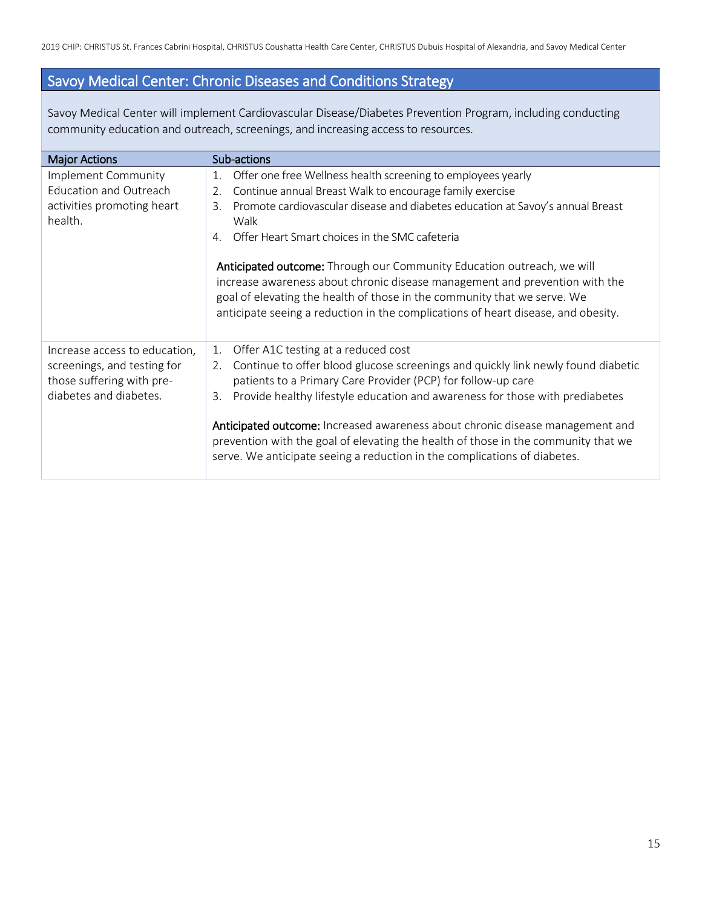## Savoy Medical Center: Chronic Diseases and Conditions Strategy

Savoy Medical Center will implement Cardiovascular Disease/Diabetes Prevention Program, including conducting community education and outreach, screenings, and increasing access to resources.

| Major Actions | Sub-actions |
|---|---|
| Implement Community Education and Outreach activities promoting heart health. | 1. Offer one free Wellness health screening to employees yearly<br>2. Continue annual Breast Walk to encourage family exercise<br>3. Promote cardiovascular disease and diabetes education at Savoy's annual Breast Walk<br>4. Offer Heart Smart choices in the SMC cafeteria<br><br>**Anticipated outcome:** Through our Community Education outreach, we will increase awareness about chronic disease management and prevention with the goal of elevating the health of those in the community that we serve. We anticipate seeing a reduction in the complications of heart disease, and obesity. |
| Increase access to education, screenings, and testing for those suffering with pre-diabetes and diabetes. | 1. Offer A1C testing at a reduced cost<br>2. Continue to offer blood glucose screenings and quickly link newly found diabetic patients to a Primary Care Provider (PCP) for follow-up care<br>3. Provide healthy lifestyle education and awareness for those with prediabetes<br><br>**Anticipated outcome:** Increased awareness about chronic disease management and prevention with the goal of elevating the health of those in the community that we serve. We anticipate seeing a reduction in the complications of diabetes. |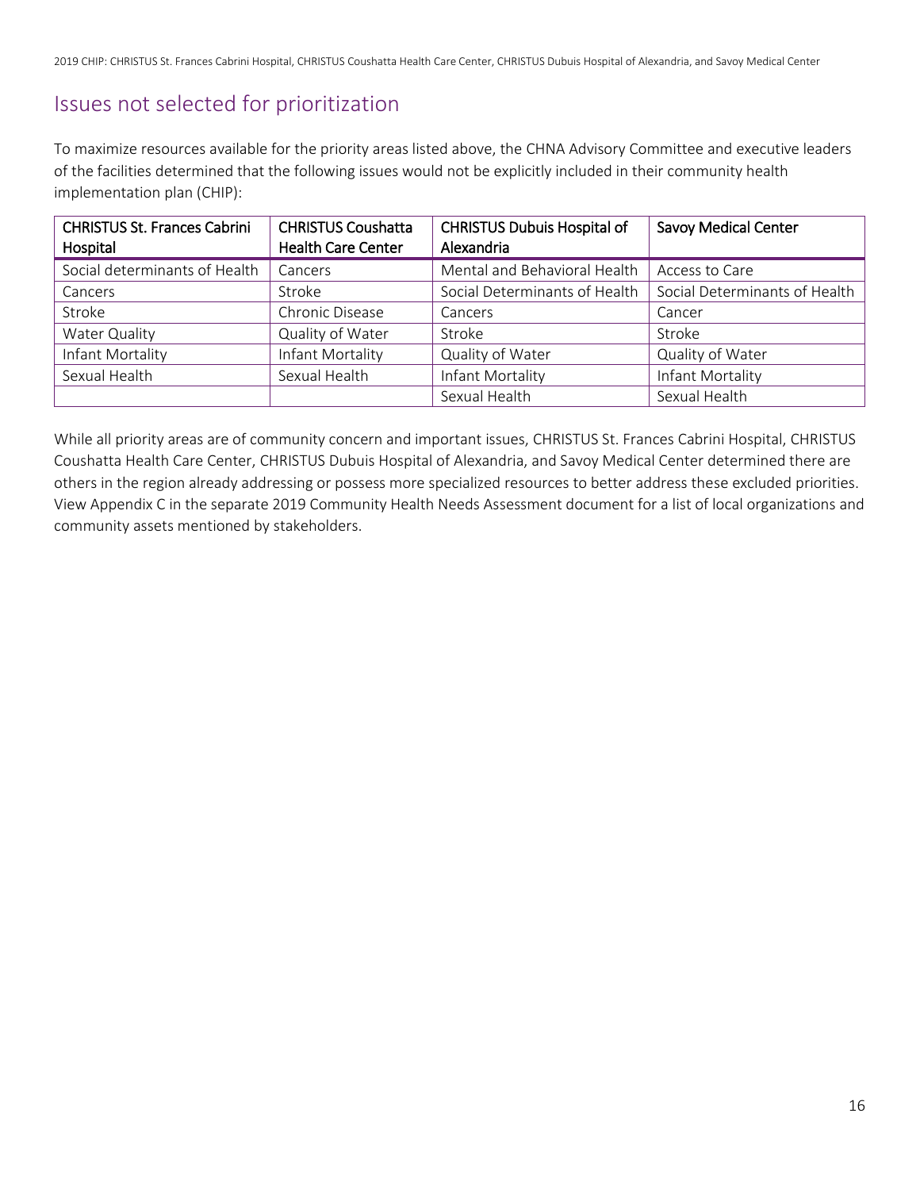## Issues not selected for prioritization

To maximize resources available for the priority areas listed above, the CHNA Advisory Committee and executive leaders of the facilities determined that the following issues would not be explicitly included in their community health implementation plan (CHIP):

| CHRISTUS St. Frances Cabrini Hospital | CHRISTUS Coushatta Health Care Center | CHRISTUS Dubuis Hospital of Alexandria | Savoy Medical Center |
|---|---|---|---|
| Social determinants of Health | Cancers | Mental and Behavioral Health | Access to Care |
| Cancers | Stroke | Social Determinants of Health | Social Determinants of Health |
| Stroke | Chronic Disease | Cancers | Cancer |
| Water Quality | Quality of Water | Stroke | Stroke |
| Infant Mortality | Infant Mortality | Quality of Water | Quality of Water |
| Sexual Health | Sexual Health | Infant Mortality | Infant Mortality |
| | | Sexual Health | Sexual Health |

While all priority areas are of community concern and important issues, CHRISTUS St. Frances Cabrini Hospital, CHRISTUS Coushatta Health Care Center, CHRISTUS Dubuis Hospital of Alexandria, and Savoy Medical Center determined there are others in the region already addressing or possess more specialized resources to better address these excluded priorities. View Appendix C in the separate 2019 Community Health Needs Assessment document for a list of local organizations and community assets mentioned by stakeholders.